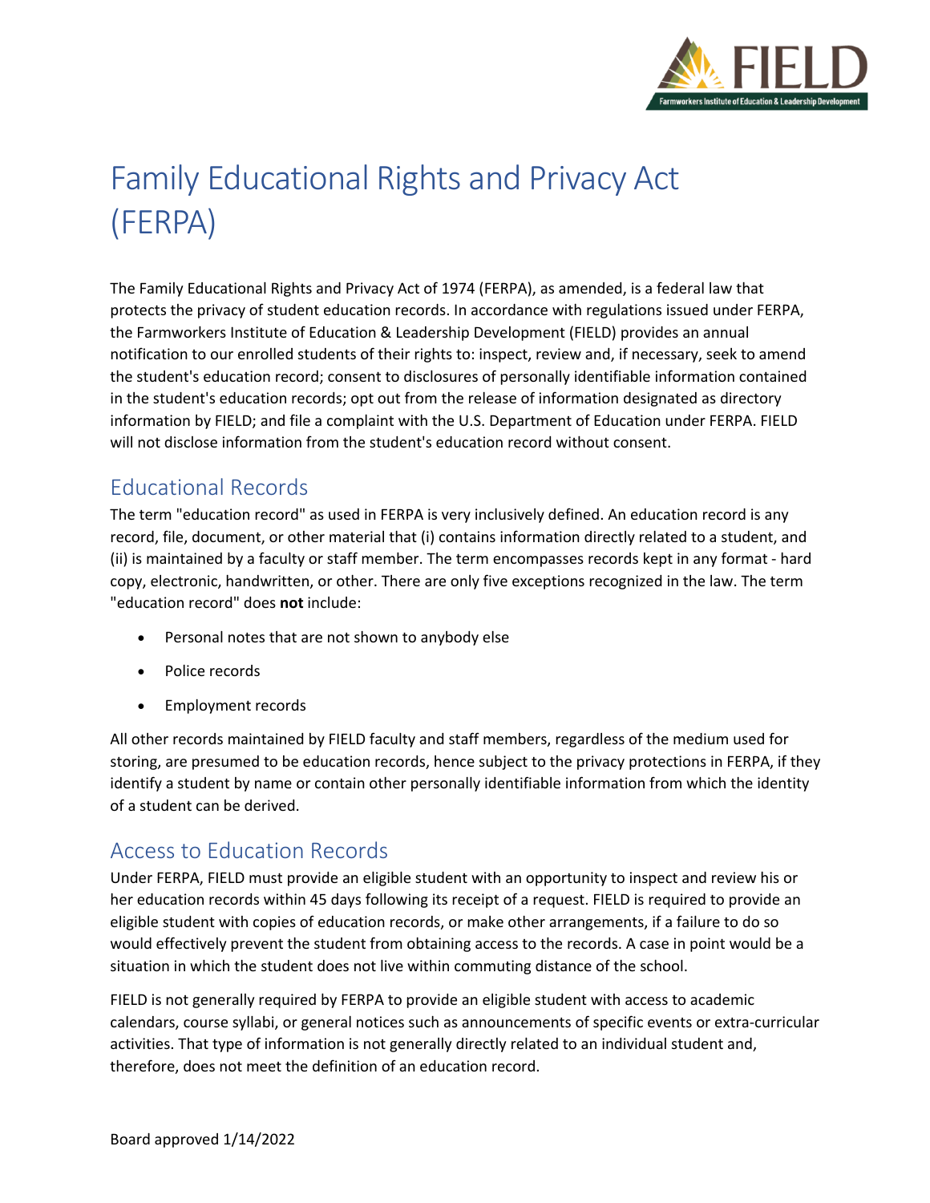# Family Educational Rights and Privacy Act (FERPA)

The Family Educational Rights and Privacy Act of 1974 (FERPA), as amended, is a federal law that protects the privacy of student education records. In accordance with regulations issued under FERPA, the Farmworkers Institute of Education & Leadership Development (FIELD) provides an annual notification to our enrolled students of their rights to: inspect, review and, if necessary, seek to amend the student's education record; consent to disclosures of personally identifiable information contained in the student's education records; opt out from the release of information designated as directory information by FIELD; and file a complaint with the U.S. Department of Education under FERPA. FIELD will not disclose information from the student's education record without consent.

## Educational Records

The term "education record" as used in FERPA is very inclusively defined. An education record is any record, file, document, or other material that (i) contains information directly related to a student, and (ii) is maintained by a faculty or staff member. The term encompasses records kept in any format - hard copy, electronic, handwritten, or other. There are only five exceptions recognized in the law. The term "education record" does **not** include:

- Personal notes that are not shown to anybody else
- Police records
- Employment records

All other records maintained by FIELD faculty and staff members, regardless of the medium used for storing, are presumed to be education records, hence subject to the privacy protections in FERPA, if they identify a student by name or contain other personally identifiable information from which the identity of a student can be derived.

## Access to Education Records

Under FERPA, FIELD must provide an eligible student with an opportunity to inspect and review his or her education records within 45 days following its receipt of a request. FIELD is required to provide an eligible student with copies of education records, or make other arrangements, if a failure to do so would effectively prevent the student from obtaining access to the records. A case in point would be a situation in which the student does not live within commuting distance of the school.

FIELD is not generally required by FERPA to provide an eligible student with access to academic calendars, course syllabi, or general notices such as announcements of specific events or extra-curricular activities. That type of information is not generally directly related to an individual student and, therefore, does not meet the definition of an education record.

Board approved 1/14/2022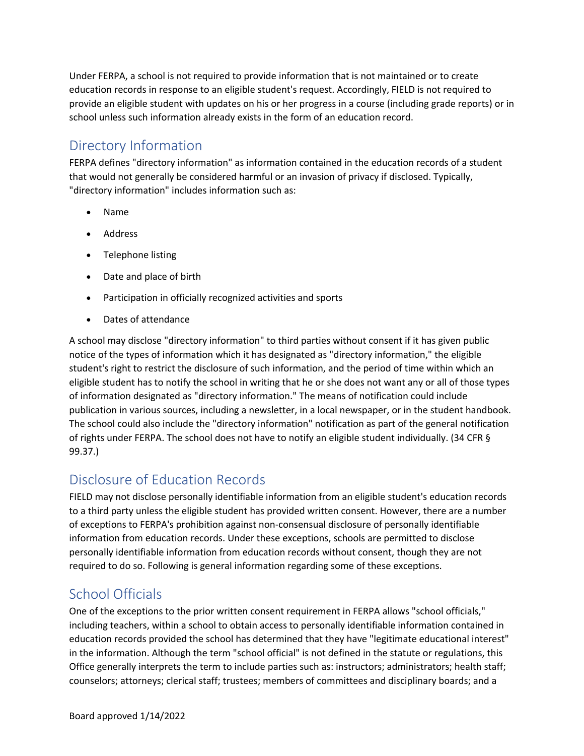Under FERPA, a school is not required to provide information that is not maintained or to create education records in response to an eligible student's request. Accordingly, FIELD is not required to provide an eligible student with updates on his or her progress in a course (including grade reports) or in school unless such information already exists in the form of an education record.

## Directory Information

FERPA defines "directory information" as information contained in the education records of a student that would not generally be considered harmful or an invasion of privacy if disclosed. Typically, "directory information" includes information such as:

- Name
- Address
- Telephone listing
- Date and place of birth
- Participation in officially recognized activities and sports
- Dates of attendance

A school may disclose "directory information" to third parties without consent if it has given public notice of the types of information which it has designated as "directory information," the eligible student's right to restrict the disclosure of such information, and the period of time within which an eligible student has to notify the school in writing that he or she does not want any or all of those types of information designated as "directory information." The means of notification could include publication in various sources, including a newsletter, in a local newspaper, or in the student handbook. The school could also include the "directory information" notification as part of the general notification of rights under FERPA. The school does not have to notify an eligible student individually. (34 CFR § 99.37.)

## Disclosure of Education Records

FIELD may not disclose personally identifiable information from an eligible student's education records to a third party unless the eligible student has provided written consent. However, there are a number of exceptions to FERPA's prohibition against non-consensual disclosure of personally identifiable information from education records. Under these exceptions, schools are permitted to disclose personally identifiable information from education records without consent, though they are not required to do so. Following is general information regarding some of these exceptions.

## School Officials

One of the exceptions to the prior written consent requirement in FERPA allows "school officials," including teachers, within a school to obtain access to personally identifiable information contained in education records provided the school has determined that they have "legitimate educational interest" in the information. Although the term "school official" is not defined in the statute or regulations, this Office generally interprets the term to include parties such as: instructors; administrators; health staff; counselors; attorneys; clerical staff; trustees; members of committees and disciplinary boards; and a

Board approved 1/14/2022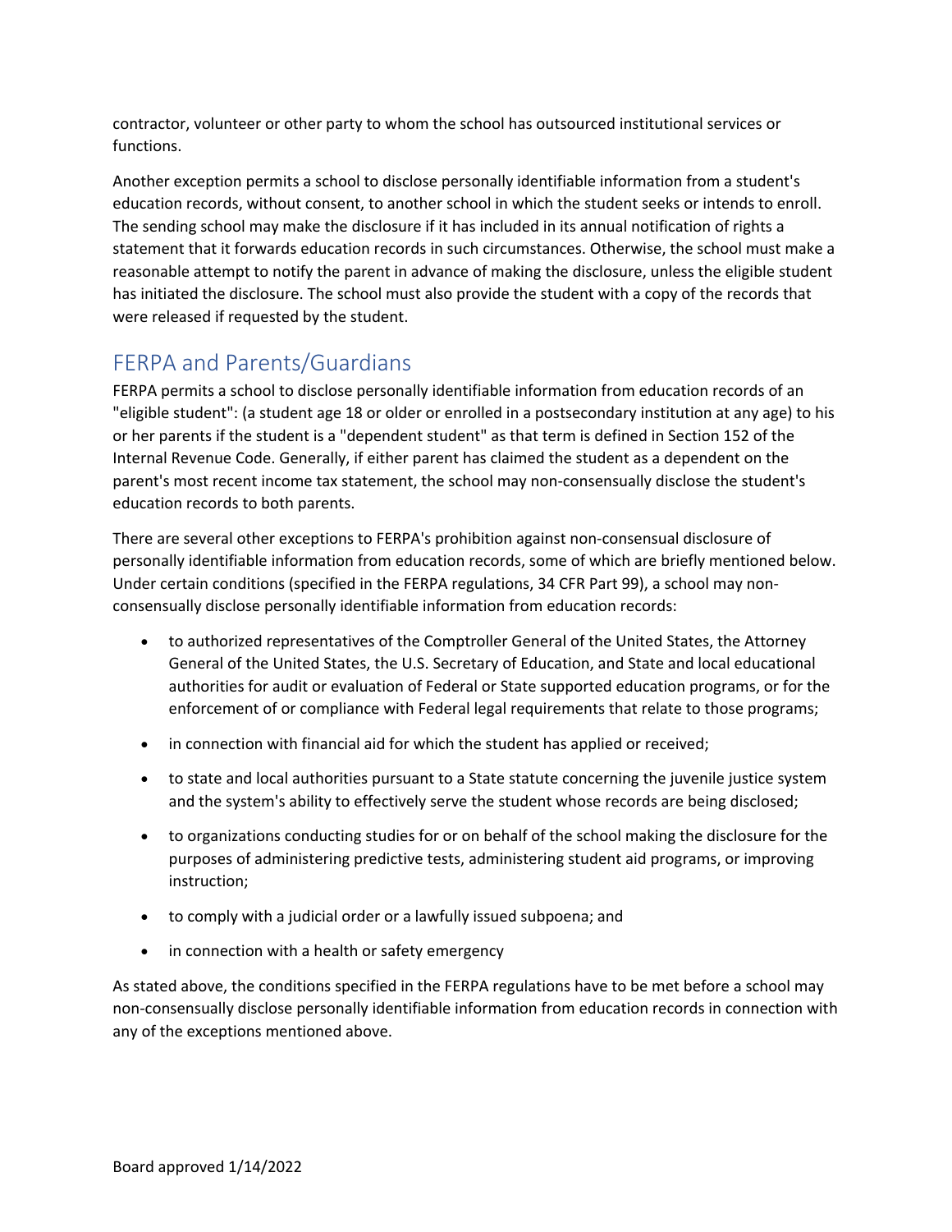contractor, volunteer or other party to whom the school has outsourced institutional services or functions.

Another exception permits a school to disclose personally identifiable information from a student's education records, without consent, to another school in which the student seeks or intends to enroll. The sending school may make the disclosure if it has included in its annual notification of rights a statement that it forwards education records in such circumstances. Otherwise, the school must make a reasonable attempt to notify the parent in advance of making the disclosure, unless the eligible student has initiated the disclosure. The school must also provide the student with a copy of the records that were released if requested by the student.

## FERPA and Parents/Guardians

FERPA permits a school to disclose personally identifiable information from education records of an "eligible student": (a student age 18 or older or enrolled in a postsecondary institution at any age) to his or her parents if the student is a "dependent student" as that term is defined in Section 152 of the Internal Revenue Code. Generally, if either parent has claimed the student as a dependent on the parent's most recent income tax statement, the school may non-consensually disclose the student's education records to both parents.

There are several other exceptions to FERPA's prohibition against non-consensual disclosure of personally identifiable information from education records, some of which are briefly mentioned below. Under certain conditions (specified in the FERPA regulations, 34 CFR Part 99), a school may non-consensually disclose personally identifiable information from education records:

- to authorized representatives of the Comptroller General of the United States, the Attorney General of the United States, the U.S. Secretary of Education, and State and local educational authorities for audit or evaluation of Federal or State supported education programs, or for the enforcement of or compliance with Federal legal requirements that relate to those programs;
- in connection with financial aid for which the student has applied or received;
- to state and local authorities pursuant to a State statute concerning the juvenile justice system and the system's ability to effectively serve the student whose records are being disclosed;
- to organizations conducting studies for or on behalf of the school making the disclosure for the purposes of administering predictive tests, administering student aid programs, or improving instruction;
- to comply with a judicial order or a lawfully issued subpoena; and
- in connection with a health or safety emergency

As stated above, the conditions specified in the FERPA regulations have to be met before a school may non-consensually disclose personally identifiable information from education records in connection with any of the exceptions mentioned above.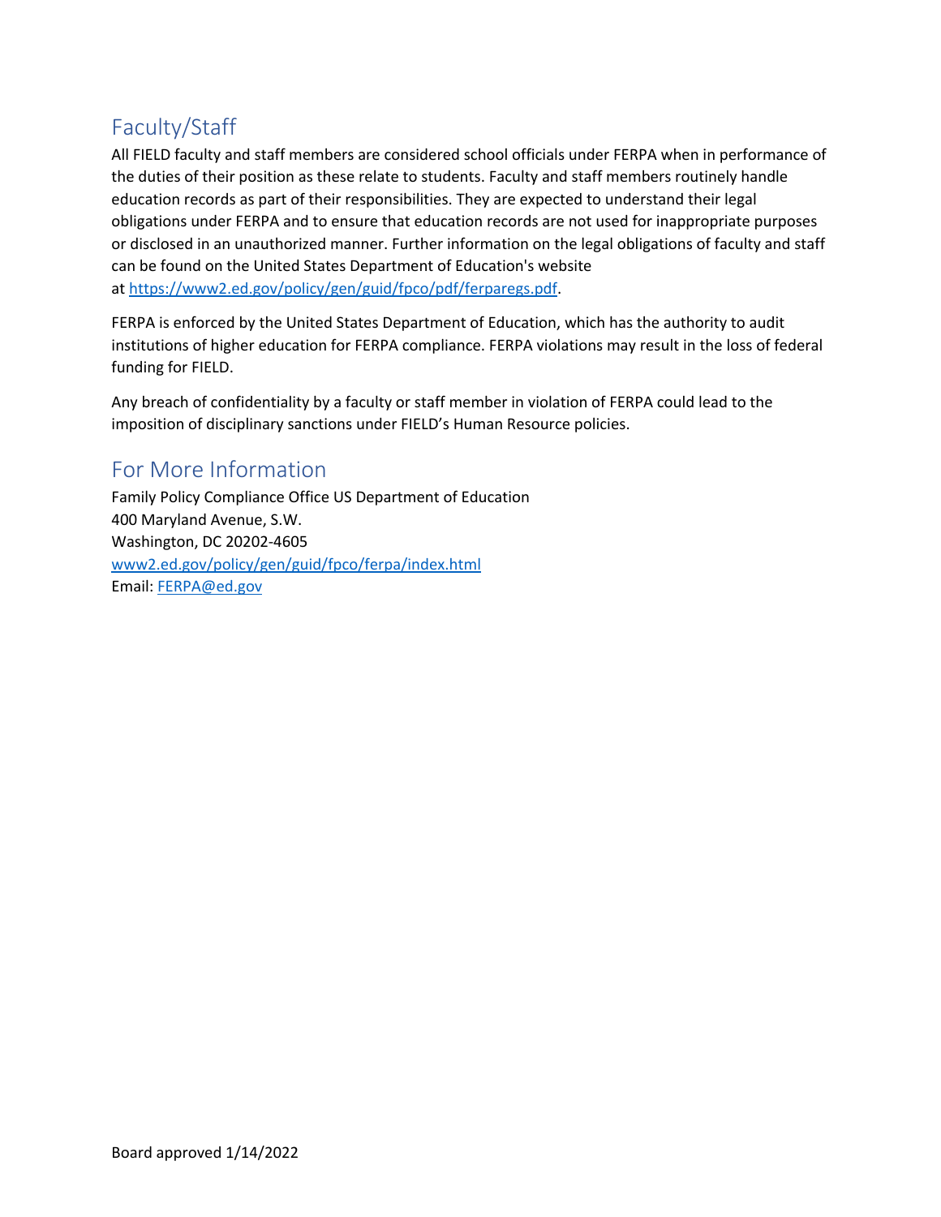## Faculty/Staff

All FIELD faculty and staff members are considered school officials under FERPA when in performance of the duties of their position as these relate to students. Faculty and staff members routinely handle education records as part of their responsibilities. They are expected to understand their legal obligations under FERPA and to ensure that education records are not used for inappropriate purposes or disclosed in an unauthorized manner. Further information on the legal obligations of faculty and staff can be found on the United States Department of Education's website at [https://www2.ed.gov/policy/gen/guid/fpco/pdf/ferparegs.pdf](https://www2.ed.gov/policy/gen/guid/fpco/pdf/ferparegs.pdf).

FERPA is enforced by the United States Department of Education, which has the authority to audit institutions of higher education for FERPA compliance. FERPA violations may result in the loss of federal funding for FIELD.

Any breach of confidentiality by a faculty or staff member in violation of FERPA could lead to the imposition of disciplinary sanctions under FIELD's Human Resource policies.

## For More Information

Family Policy Compliance Office US Department of Education
400 Maryland Avenue, S.W.
Washington, DC 20202-4605
[www2.ed.gov/policy/gen/guid/fpco/ferpa/index.html](www2.ed.gov/policy/gen/guid/fpco/ferpa/index.html)
Email: [FERPA@ed.gov](mailto:FERPA@ed.gov)

Board approved 1/14/2022